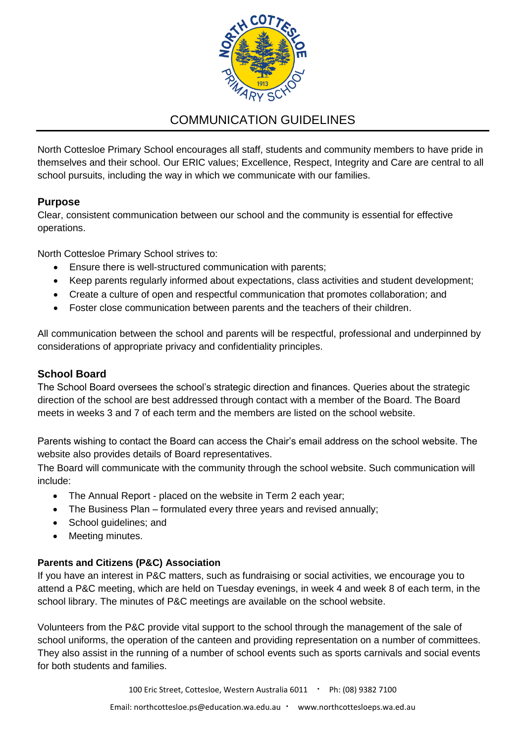# COMMUNICATION GUIDELINES

North Cottesloe Primary School encourages all staff, students and community members to have pride in themselves and their school. Our ERIC values; Excellence, Respect, Integrity and Care are central to all school pursuits, including the way in which we communicate with our families.

## Purpose

Clear, consistent communication between our school and the community is essential for effective operations.

North Cottesloe Primary School strives to:

- Ensure there is well-structured communication with parents;
- Keep parents regularly informed about expectations, class activities and student development;
- Create a culture of open and respectful communication that promotes collaboration; and
- Foster close communication between parents and the teachers of their children.

All communication between the school and parents will be respectful, professional and underpinned by considerations of appropriate privacy and confidentiality principles.

## School Board

The School Board oversees the school's strategic direction and finances. Queries about the strategic direction of the school are best addressed through contact with a member of the Board. The Board meets in weeks 3 and 7 of each term and the members are listed on the school website.

Parents wishing to contact the Board can access the Chair's email address on the school website. The website also provides details of Board representatives.

The Board will communicate with the community through the school website. Such communication will include:

- The Annual Report - placed on the website in Term 2 each year;
- The Business Plan – formulated every three years and revised annually;
- School guidelines; and
- Meeting minutes.

### Parents and Citizens (P&C) Association

If you have an interest in P&C matters, such as fundraising or social activities, we encourage you to attend a P&C meeting, which are held on Tuesday evenings, in week 4 and week 8 of each term, in the school library. The minutes of P&C meetings are available on the school website.

Volunteers from the P&C provide vital support to the school through the management of the sale of school uniforms, the operation of the canteen and providing representation on a number of committees. They also assist in the running of a number of school events such as sports carnivals and social events for both students and families.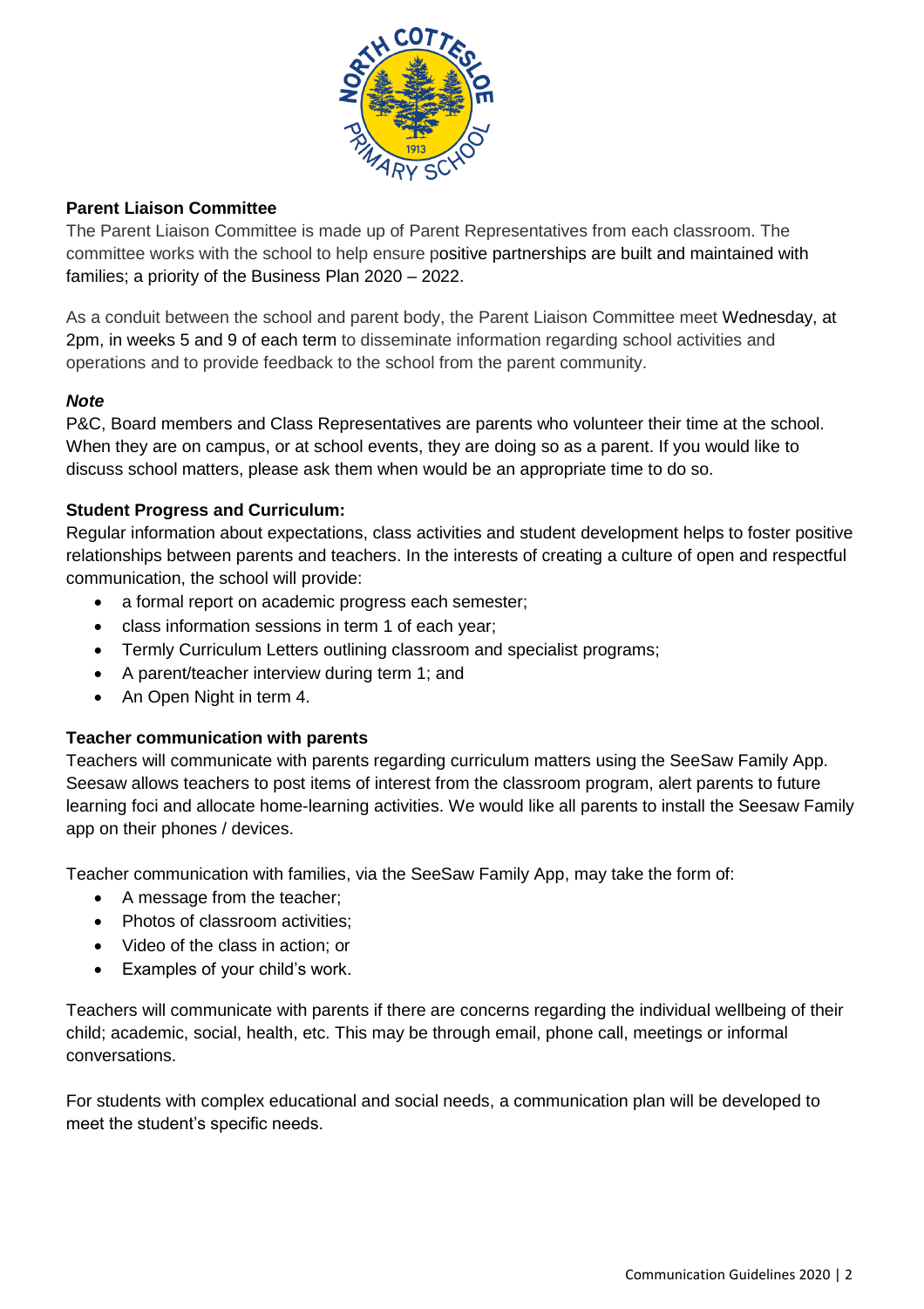## Parent Liaison Committee

The Parent Liaison Committee is made up of Parent Representatives from each classroom. The committee works with the school to help ensure positive partnerships are built and maintained with families; a priority of the Business Plan 2020 – 2022.

As a conduit between the school and parent body, the Parent Liaison Committee meet Wednesday, at 2pm, in weeks 5 and 9 of each term to disseminate information regarding school activities and operations and to provide feedback to the school from the parent community.

***Note***

P&C, Board members and Class Representatives are parents who volunteer their time at the school. When they are on campus, or at school events, they are doing so as a parent. If you would like to discuss school matters, please ask them when would be an appropriate time to do so.

## Student Progress and Curriculum:

Regular information about expectations, class activities and student development helps to foster positive relationships between parents and teachers. In the interests of creating a culture of open and respectful communication, the school will provide:

- a formal report on academic progress each semester;
- class information sessions in term 1 of each year;
- Termly Curriculum Letters outlining classroom and specialist programs;
- A parent/teacher interview during term 1; and
- An Open Night in term 4.

## Teacher communication with parents

Teachers will communicate with parents regarding curriculum matters using the SeeSaw Family App. Seesaw allows teachers to post items of interest from the classroom program, alert parents to future learning foci and allocate home-learning activities. We would like all parents to install the Seesaw Family app on their phones / devices.

Teacher communication with families, via the SeeSaw Family App, may take the form of:

- A message from the teacher;
- Photos of classroom activities;
- Video of the class in action; or
- Examples of your child's work.

Teachers will communicate with parents if there are concerns regarding the individual wellbeing of their child; academic, social, health, etc. This may be through email, phone call, meetings or informal conversations.

For students with complex educational and social needs, a communication plan will be developed to meet the student's specific needs.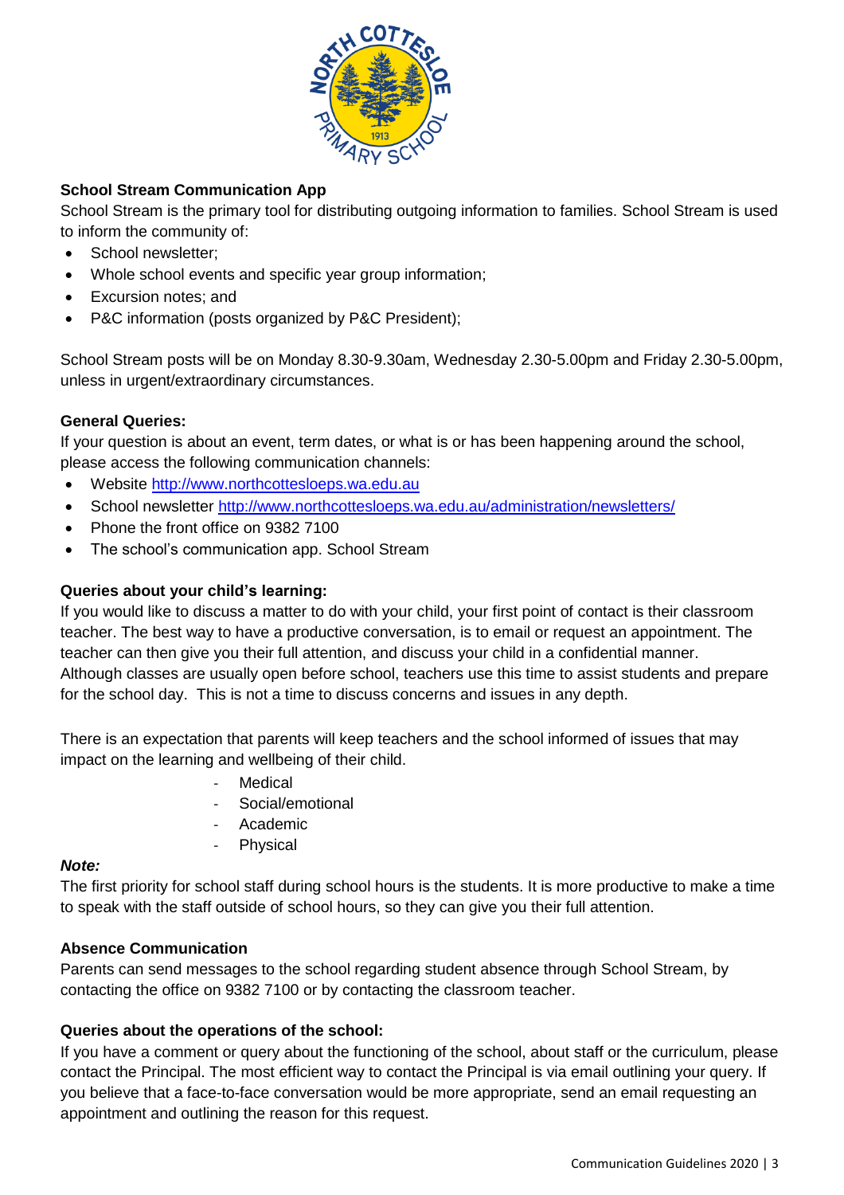**School Stream Communication App**

School Stream is the primary tool for distributing outgoing information to families. School Stream is used to inform the community of:

- School newsletter;
- Whole school events and specific year group information;
- Excursion notes; and
- P&C information (posts organized by P&C President);

School Stream posts will be on Monday 8.30-9.30am, Wednesday 2.30-5.00pm and Friday 2.30-5.00pm, unless in urgent/extraordinary circumstances.

**General Queries:**

If your question is about an event, term dates, or what is or has been happening around the school, please access the following communication channels:

- Website http://www.northcottesloeps.wa.edu.au
- School newsletter http://www.northcottesloeps.wa.edu.au/administration/newsletters/
- Phone the front office on 9382 7100
- The school's communication app. School Stream

**Queries about your child's learning:**

If you would like to discuss a matter to do with your child, your first point of contact is their classroom teacher. The best way to have a productive conversation, is to email or request an appointment. The teacher can then give you their full attention, and discuss your child in a confidential manner. Although classes are usually open before school, teachers use this time to assist students and prepare for the school day. This is not a time to discuss concerns and issues in any depth.

There is an expectation that parents will keep teachers and the school informed of issues that may impact on the learning and wellbeing of their child.

- Medical
- Social/emotional
- Academic
- Physical

***Note:***

The first priority for school staff during school hours is the students. It is more productive to make a time to speak with the staff outside of school hours, so they can give you their full attention.

**Absence Communication**

Parents can send messages to the school regarding student absence through School Stream, by contacting the office on 9382 7100 or by contacting the classroom teacher.

**Queries about the operations of the school:**

If you have a comment or query about the functioning of the school, about staff or the curriculum, please contact the Principal. The most efficient way to contact the Principal is via email outlining your query. If you believe that a face-to-face conversation would be more appropriate, send an email requesting an appointment and outlining the reason for this request.